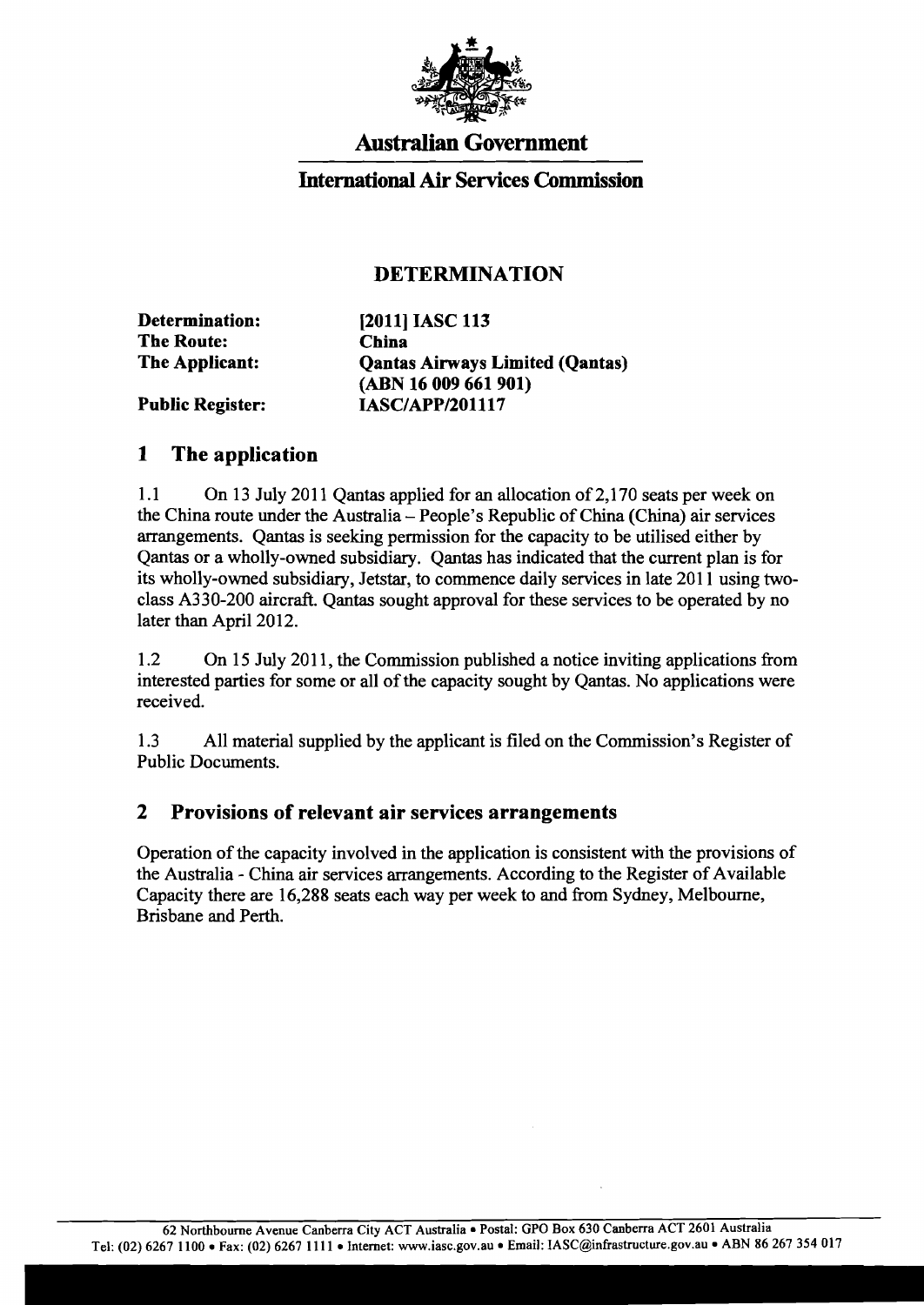# Australian Government

## International Air Services Commission

### DETERMINATION

| | |
|---|---|
| **Determination:** | **[2011] IASC 113** |
| **The Route:** | **China** |
| **The Applicant:** | **Qantas Airways Limited (Qantas) (ABN 16 009 661 901)** |
| **Public Register:** | **IASC/APP/201117** |

## 1 The application

1.1 On 13 July 2011 Qantas applied for an allocation of 2,170 seats per week on the China route under the Australia – People's Republic of China (China) air services arrangements. Qantas is seeking permission for the capacity to be utilised either by Qantas or a wholly-owned subsidiary. Qantas has indicated that the current plan is for its wholly-owned subsidiary, Jetstar, to commence daily services in late 2011 using two-class A330-200 aircraft. Qantas sought approval for these services to be operated by no later than April 2012.

1.2 On 15 July 2011, the Commission published a notice inviting applications from interested parties for some or all of the capacity sought by Qantas. No applications were received.

1.3 All material supplied by the applicant is filed on the Commission's Register of Public Documents.

## 2 Provisions of relevant air services arrangements

Operation of the capacity involved in the application is consistent with the provisions of the Australia - China air services arrangements. According to the Register of Available Capacity there are 16,288 seats each way per week to and from Sydney, Melbourne, Brisbane and Perth.

62 Northbourne Avenue Canberra City ACT Australia • Postal: GPO Box 630 Canberra ACT 2601 Australia
Tel: (02) 6267 1100 • Fax: (02) 6267 1111 • Internet: www.iasc.gov.au • Email: IASC@infrastructure.gov.au • ABN 86 267 354 017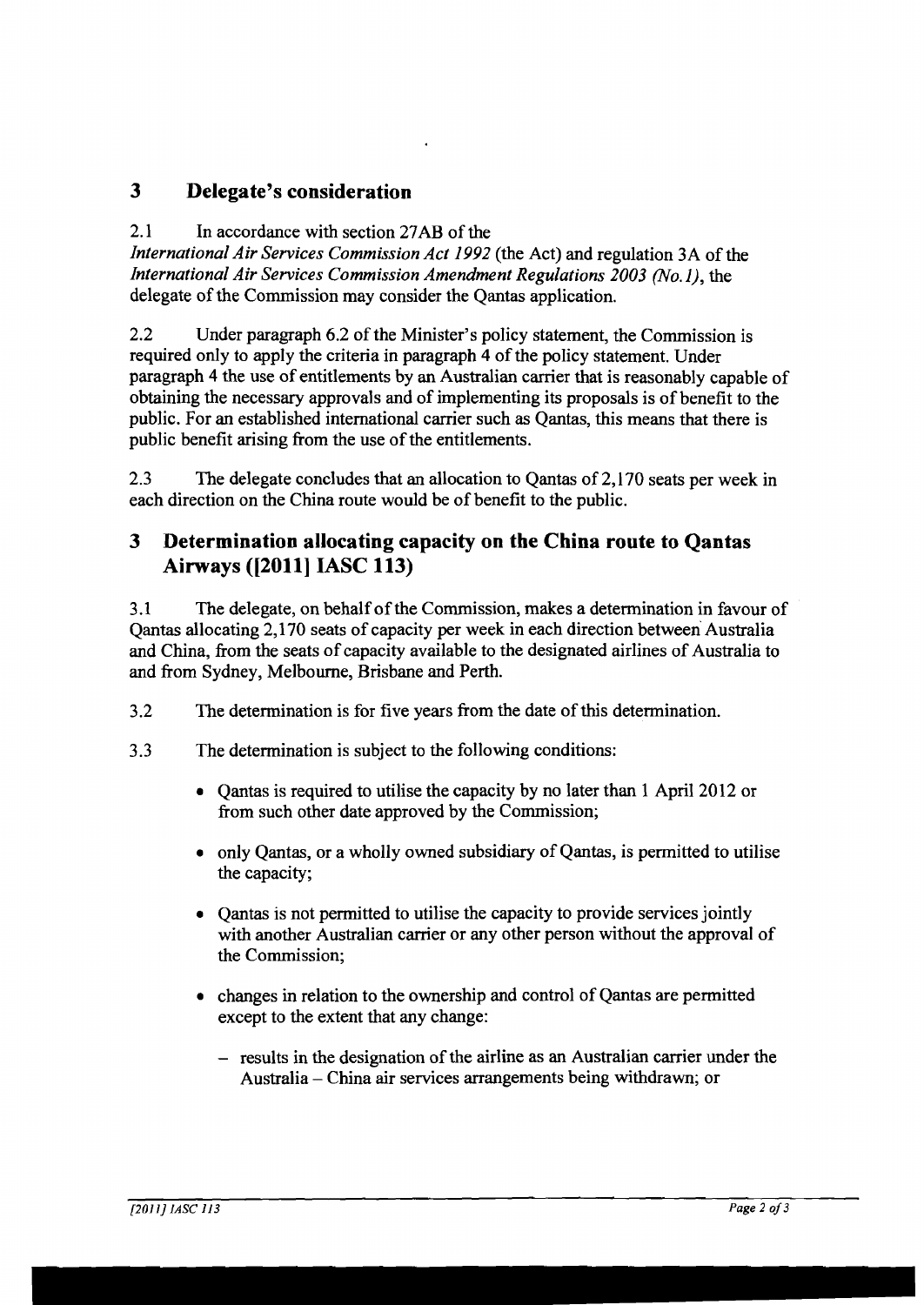## 3 Delegate's consideration

2.1 In accordance with section 27AB of the *International Air Services Commission Act 1992* (the Act) and regulation 3A of the *International Air Services Commission Amendment Regulations 2003 (No.1)*, the delegate of the Commission may consider the Qantas application.

2.2 Under paragraph 6.2 of the Minister's policy statement, the Commission is required only to apply the criteria in paragraph 4 of the policy statement. Under paragraph 4 the use of entitlements by an Australian carrier that is reasonably capable of obtaining the necessary approvals and of implementing its proposals is of benefit to the public. For an established international carrier such as Qantas, this means that there is public benefit arising from the use of the entitlements.

2.3 The delegate concludes that an allocation to Qantas of 2,170 seats per week in each direction on the China route would be of benefit to the public.

## 3 Determination allocating capacity on the China route to Qantas Airways ([2011] IASC 113)

3.1 The delegate, on behalf of the Commission, makes a determination in favour of Qantas allocating 2,170 seats of capacity per week in each direction between Australia and China, from the seats of capacity available to the designated airlines of Australia to and from Sydney, Melbourne, Brisbane and Perth.

3.2 The determination is for five years from the date of this determination.

3.3 The determination is subject to the following conditions:

- Qantas is required to utilise the capacity by no later than 1 April 2012 or from such other date approved by the Commission;
- only Qantas, or a wholly owned subsidiary of Qantas, is permitted to utilise the capacity;
- Qantas is not permitted to utilise the capacity to provide services jointly with another Australian carrier or any other person without the approval of the Commission;
- changes in relation to the ownership and control of Qantas are permitted except to the extent that any change:
  - results in the designation of the airline as an Australian carrier under the Australia – China air services arrangements being withdrawn; or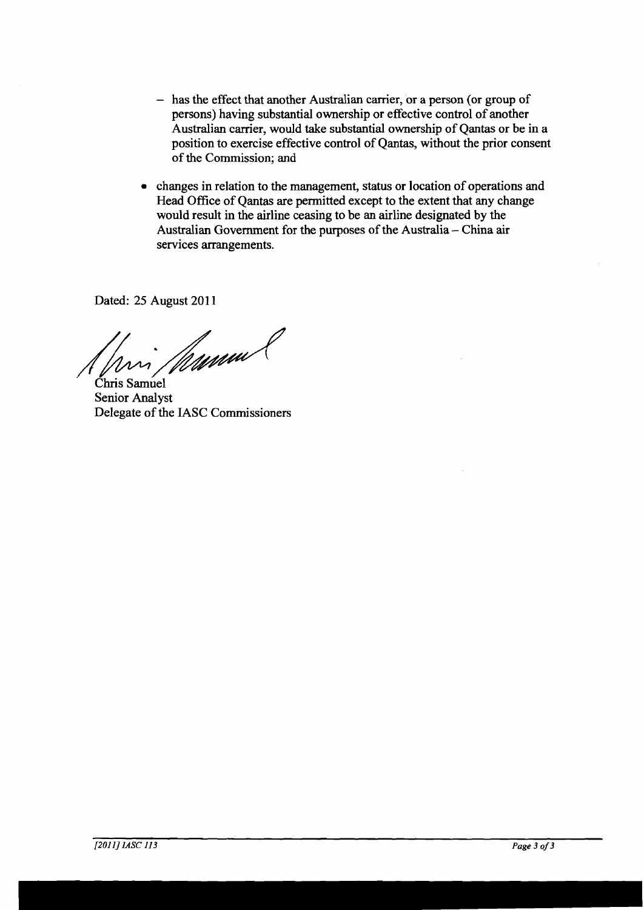- has the effect that another Australian carrier, or a person (or group of persons) having substantial ownership or effective control of another Australian carrier, would take substantial ownership of Qantas or be in a position to exercise effective control of Qantas, without the prior consent of the Commission; and

- changes in relation to the management, status or location of operations and Head Office of Qantas are permitted except to the extent that any change would result in the airline ceasing to be an airline designated by the Australian Government for the purposes of the Australia – China air services arrangements.

Dated: 25 August 2011

Chris Samuel
Senior Analyst
Delegate of the IASC Commissioners